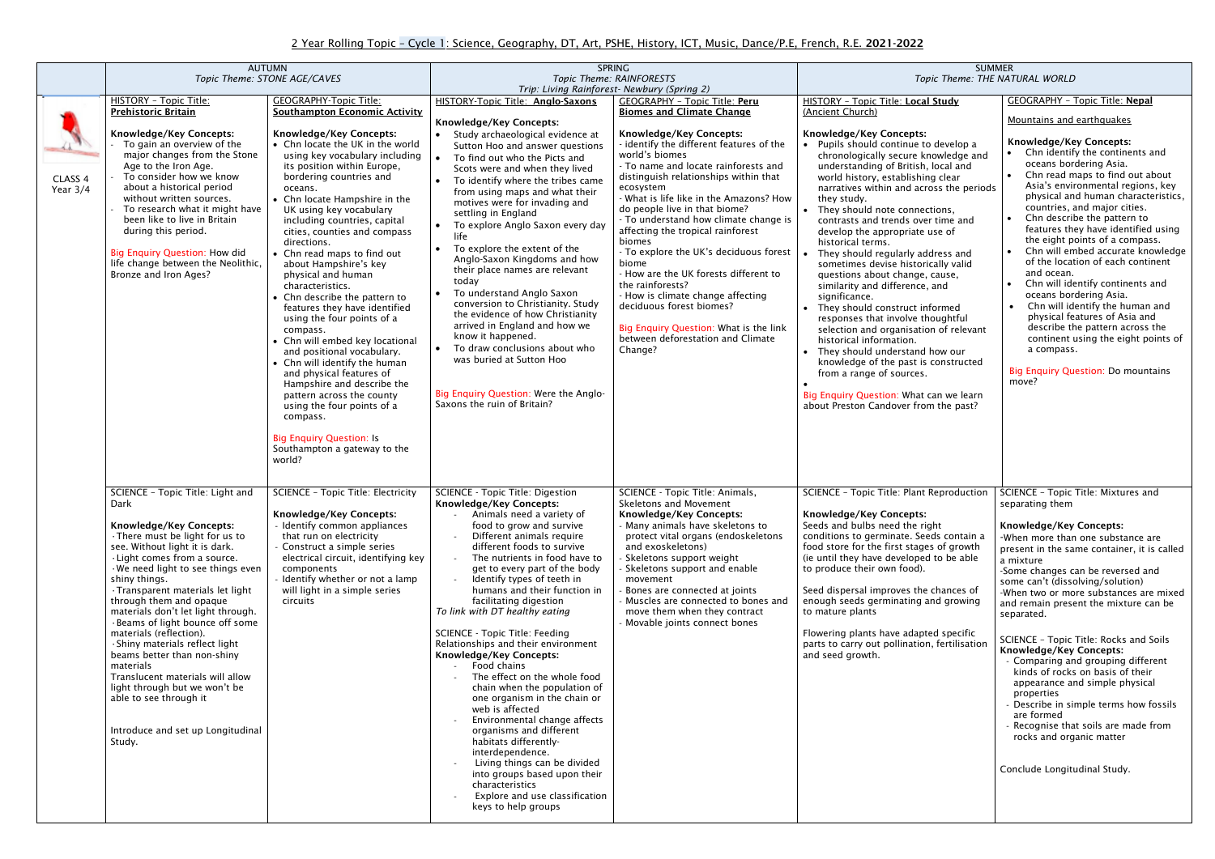## 2 Year Rolling Topic – Cycle 1: Science, Geography, DT, Art, PSHE, History, ICT, Music, Dance/P.E, French, R.E. 2021-2022

| | AUTUMN<br>*Topic Theme: STONE AGE/CAVES* | | SPRING<br>*Topic Theme: RAINFORESTS*<br>*Trip: Living Rainforest- Newbury (Spring 2)* | | SUMMER<br>*Topic Theme: THE NATURAL WORLD* | |
|---|---|---|---|---|---|---|
| CLASS 4<br>Year 3/4 | HISTORY – Topic Title: **Prehistoric Britain**<br><br>**Knowledge/Key Concepts:**<br>- To gain an overview of the major changes from the Stone Age to the Iron Age.<br>- To consider how we know about a historical period without written sources.<br>- To research what it might have been like to live in Britain during this period.<br><br>Big Enquiry Question: How did life change between the Neolithic, Bronze and Iron Ages? | GEOGRAPHY-Topic Title: **Southampton Economic Activity**<br><br>**Knowledge/Key Concepts:**<br>• Chn locate the UK in the world using key vocabulary including its position within Europe, bordering countries and oceans.<br>• Chn locate Hampshire in the UK using key vocabulary including countries, capital cities, counties and compass directions.<br>• Chn read maps to find out about Hampshire's key physical and human characteristics.<br>• Chn describe the pattern to features they have identified using the four points of a compass.<br>• Chn will embed key locational and positional vocabulary.<br>• Chn will identify the human and physical features of Hampshire and describe the pattern across the county using the four points of a compass.<br><br>Big Enquiry Question: Is Southampton a gateway to the world? | HISTORY-Topic Title: **Anglo-Saxons**<br><br>**Knowledge/Key Concepts:**<br>• Study archaeological evidence at Sutton Hoo and answer questions<br>• To find out who the Picts and Scots were and when they lived<br>• To identify where the tribes came from using maps and what their motives were for invading and settling in England<br>• To explore Anglo Saxon every day life<br>• To explore the extent of the Anglo-Saxon Kingdoms and how their place names are relevant today<br>• To understand Anglo Saxon conversion to Christianity. Study the evidence of how Christianity arrived in England and how we know it happened.<br>• To draw conclusions about who was buried at Sutton Hoo<br><br>Big Enquiry Question: Were the Anglo-Saxons the ruin of Britain? | GEOGRAPHY – Topic Title: **Peru Biomes and Climate Change**<br><br>**Knowledge/Key Concepts:**<br>- identify the different features of the world's biomes<br>- To name and locate rainforests and distinguish relationships within that ecosystem<br>- What is life like in the Amazons? How do people live in that biome?<br>- To understand how climate change is affecting the tropical rainforest biomes<br>- To explore the UK's deciduous forest biome<br>- How are the UK forests different to the rainforests?<br>- How is climate change affecting deciduous forest biomes?<br><br>Big Enquiry Question: What is the link between deforestation and Climate Change? | HISTORY – Topic Title: **Local Study** (Ancient Church)<br><br>**Knowledge/Key Concepts:**<br>• Pupils should continue to develop a chronologically secure knowledge and understanding of British, local and world history, establishing clear narratives within and across the periods they study.<br>• They should note connections, contrasts and trends over time and develop the appropriate use of historical terms.<br>• They should regularly address and sometimes devise historically valid questions about change, cause, similarity and difference, and significance.<br>• They should construct informed responses that involve thoughtful selection and organisation of relevant historical information.<br>• They should understand how our knowledge of the past is constructed from a range of sources.<br>•<br>Big Enquiry Question: What can we learn about Preston Candover from the past? | GEOGRAPHY – Topic Title: **Nepal**<br><br>Mountains and earthquakes<br><br>**Knowledge/Key Concepts:**<br>• Chn identify the continents and oceans bordering Asia.<br>• Chn read maps to find out about Asia's environmental regions, key physical and human characteristics, countries, and major cities.<br>• Chn describe the pattern to features they have identified using the eight points of a compass.<br>• Chn will embed accurate knowledge of the location of each continent and ocean.<br>• Chn will identify continents and oceans bordering Asia.<br>• Chn will identify the human and physical features of Asia and describe the pattern across the continent using the eight points of a compass.<br><br>Big Enquiry Question: Do mountains move? |
| | SCIENCE – Topic Title: Light and Dark<br><br>**Knowledge/Key Concepts:**<br>· There must be light for us to see. Without light it is dark.<br>· Light comes from a source.<br>· We need light to see things even shiny things.<br>· Transparent materials let light through them and opaque materials don't let light through.<br>· Beams of light bounce off some materials (reflection).<br>· Shiny materials reflect light beams better than non-shiny materials<br>Translucent materials will allow light through but we won't be able to see through it<br><br>Introduce and set up Longitudinal Study. | SCIENCE – Topic Title: Electricity<br><br>**Knowledge/Key Concepts:**<br>- Identify common appliances that run on electricity<br>- Construct a simple series electrical circuit, identifying key components<br>- Identify whether or not a lamp will light in a simple series circuits | SCIENCE - Topic Title: Digestion<br>**Knowledge/Key Concepts:**<br>- Animals need a variety of food to grow and survive<br>- Different animals require different foods to survive<br>- The nutrients in food have to get to every part of the body<br>- Identify types of teeth in humans and their function in facilitating digestion<br>*To link with DT healthy eating*<br><br>SCIENCE - Topic Title: Feeding Relationships and their environment<br>**Knowledge/Key Concepts:**<br>- Food chains<br>- The effect on the whole food chain when the population of one organism in the chain or web is affected<br>- Environmental change affects organisms and different habitats differently-interdependence.<br>- Living things can be divided into groups based upon their characteristics<br>- Explore and use classification keys to help groups | SCIENCE - Topic Title: Animals, Skeletons and Movement<br>**Knowledge/Key Concepts:**<br>- Many animals have skeletons to protect vital organs (endoskeletons and exoskeletons)<br>- Skeletons support weight<br>- Skeletons support and enable movement<br>- Bones are connected at joints<br>- Muscles are connected to bones and move them when they contract<br>- Movable joints connect bones | SCIENCE – Topic Title: Plant Reproduction<br><br>**Knowledge/Key Concepts:**<br>Seeds and bulbs need the right conditions to germinate. Seeds contain a food store for the first stages of growth (ie until they have developed to be able to produce their own food).<br><br>Seed dispersal improves the chances of enough seeds germinating and growing to mature plants<br><br>Flowering plants have adapted specific parts to carry out pollination, fertilisation and seed growth. | SCIENCE – Topic Title: Mixtures and separating them<br><br>**Knowledge/Key Concepts:**<br>-When more than one substance are present in the same container, it is called a mixture<br>-Some changes can be reversed and some can't (dissolving/solution)<br>-When two or more substances are mixed and remain present the mixture can be separated.<br><br>SCIENCE – Topic Title: Rocks and Soils<br>**Knowledge/Key Concepts:**<br>- Comparing and grouping different kinds of rocks on basis of their appearance and simple physical properties<br>- Describe in simple terms how fossils are formed<br>- Recognise that soils are made from rocks and organic matter<br><br>Conclude Longitudinal Study. |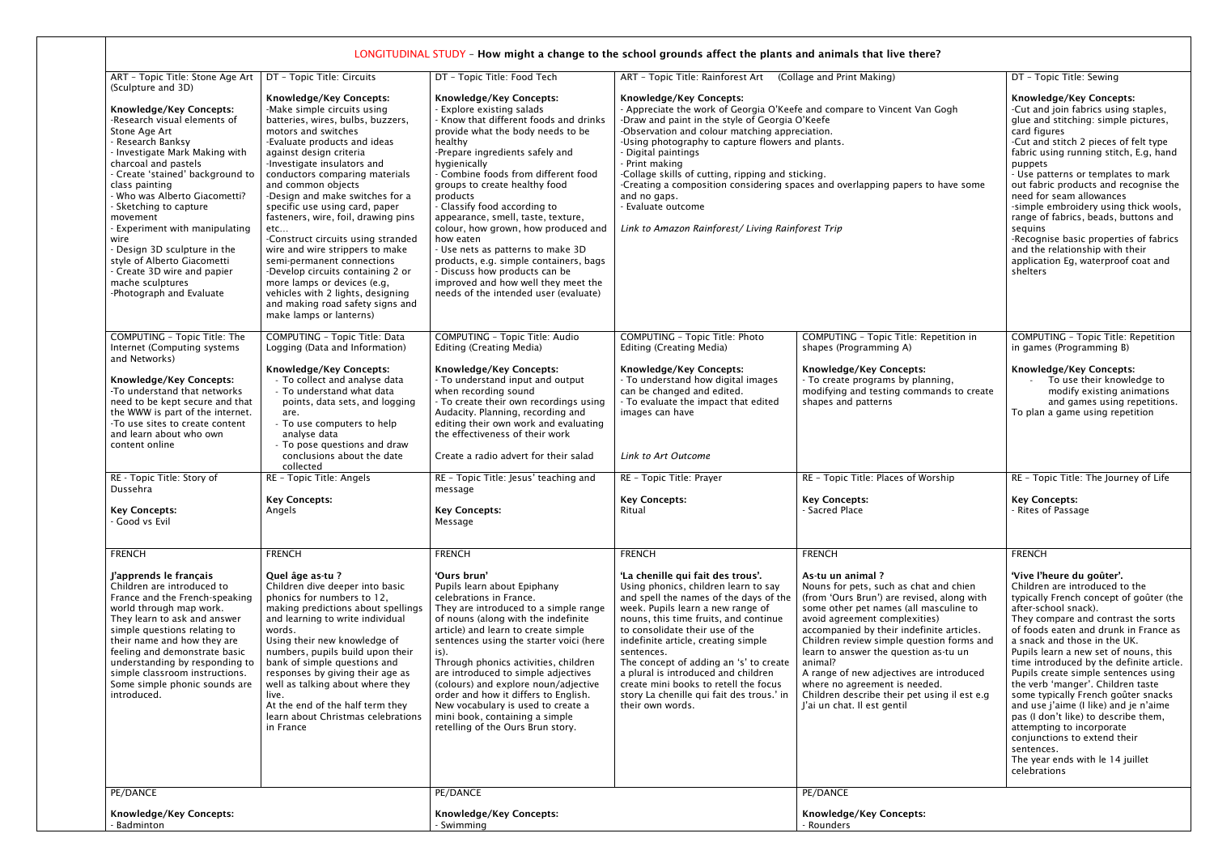LONGITUDINAL STUDY – **How might a change to the school grounds affect the plants and animals that live there?**

| | | | | | |
|---|---|---|---|---|---|
| ART – Topic Title: Stone Age Art (Sculpture and 3D)<br><br>**Knowledge/Key Concepts:**<br>-Research visual elements of Stone Age Art<br>- Research Banksy<br>- Investigate Mark Making with charcoal and pastels<br>- Create 'stained' background to class painting<br>- Who was Alberto Giacometti?<br>- Sketching to capture movement<br>- Experiment with manipulating wire<br>- Design 3D sculpture in the style of Alberto Giacometti<br>- Create 3D wire and papier mache sculptures<br>-Photograph and Evaluate | DT – Topic Title: Circuits<br><br>**Knowledge/Key Concepts:**<br>-Make simple circuits using batteries, wires, bulbs, buzzers, motors and switches<br>-Evaluate products and ideas against design criteria<br>-Investigate insulators and conductors comparing materials and common objects<br>-Design and make switches for a specific use using card, paper fasteners, wire, foil, drawing pins etc…<br>-Construct circuits using stranded wire and wire strippers to make semi-permanent connections<br>-Develop circuits containing 2 or more lamps or devices (e.g, vehicles with 2 lights, designing and making road safety signs and make lamps or lanterns) | DT – Topic Title: Food Tech<br><br>**Knowledge/Key Concepts:**<br>- Explore existing salads<br>- Know that different foods and drinks provide what the body needs to be healthy<br>-Prepare ingredients safely and hygienically<br>- Combine foods from different food groups to create healthy food products<br>- Classify food according to appearance, smell, taste, texture, colour, how grown, how produced and how eaten<br>- Use nets as patterns to make 3D products, e.g. simple containers, bags<br>- Discuss how products can be improved and how well they meet the needs of the intended user (evaluate) | ART – Topic Title: Rainforest Art (Collage and Print Making)<br><br>**Knowledge/Key Concepts:**<br>- Appreciate the work of Georgia O'Keefe and compare to Vincent Van Gogh<br>-Draw and paint in the style of Georgia O'Keefe<br>-Observation and colour matching appreciation.<br>-Using photography to capture flowers and plants.<br>- Digital paintings<br>- Print making<br>-Collage skills of cutting, ripping and sticking.<br>-Creating a composition considering spaces and overlapping papers to have some and no gaps.<br>- Evaluate outcome<br><br>*Link to Amazon Rainforest/ Living Rainforest Trip* | | DT – Topic Title: Sewing<br><br>**Knowledge/Key Concepts:**<br>-Cut and join fabrics using staples, glue and stitching: simple pictures, card figures<br>-Cut and stitch 2 pieces of felt type fabric using running stitch, E.g, hand puppets<br>- Use patterns or templates to mark out fabric products and recognise the need for seam allowances<br>-simple embroidery using thick wools, range of fabrics, beads, buttons and sequins<br>-Recognise basic properties of fabrics and the relationship with their application Eg, waterproof coat and shelters |
| COMPUTING – Topic Title: The Internet (Computing systems and Networks)<br><br>**Knowledge/Key Concepts:**<br>-To understand that networks need to be kept secure and that the WWW is part of the internet.<br>-To use sites to create content and learn about who own content online | COMPUTING – Topic Title: Data Logging (Data and Information)<br><br>**Knowledge/Key Concepts:**<br>- To collect and analyse data<br>- To understand what data points, data sets, and logging are.<br>- To use computers to help analyse data<br>- To pose questions and draw conclusions about the date collected | COMPUTING – Topic Title: Audio Editing (Creating Media)<br><br>**Knowledge/Key Concepts:**<br>- To understand input and output when recording sound<br>- To create their own recordings using Audacity. Planning, recording and editing their own work and evaluating the effectiveness of their work<br><br>Create a radio advert for their salad | COMPUTING – Topic Title: Photo Editing (Creating Media)<br><br>**Knowledge/Key Concepts:**<br>- To understand how digital images can be changed and edited.<br>- To evaluate the impact that edited images can have<br><br>*Link to Art Outcome* | COMPUTING – Topic Title: Repetition in shapes (Programming A)<br><br>**Knowledge/Key Concepts:**<br>- To create programs by planning, modifying and testing commands to create shapes and patterns | COMPUTING – Topic Title: Repetition in games (Programming B)<br><br>**Knowledge/Key Concepts:**<br>- To use their knowledge to modify existing animations and games using repetitions.<br>To plan a game using repetition |
| RE – Topic Title: Story of Dussehra<br><br>**Key Concepts:**<br>- Good vs Evil | RE – Topic Title: Angels<br><br>**Key Concepts:**<br>Angels | RE – Topic Title: Jesus' teaching and message<br><br>**Key Concepts:**<br>Message | RE – Topic Title: Prayer<br><br>**Key Concepts:**<br>Ritual | RE – Topic Title: Places of Worship<br><br>**Key Concepts:**<br>- Sacred Place | RE – Topic Title: The Journey of Life<br><br>**Key Concepts:**<br>- Rites of Passage |
| FRENCH<br><br>**J'apprends le français**<br>Children are introduced to France and the French-speaking world through map work. They learn to ask and answer simple questions relating to their name and how they are feeling and demonstrate basic understanding by responding to simple classroom instructions. Some simple phonic sounds are introduced. | FRENCH<br><br>**Quel âge as-tu ?**<br>Children dive deeper into basic phonics for numbers to 12, making predictions about spellings and learning to write individual words.<br>Using their new knowledge of numbers, pupils build upon their bank of simple questions and responses by giving their age as well as talking about where they live.<br>At the end of the half term they learn about Christmas celebrations in France | FRENCH<br><br>**'Ours brun'**<br>Pupils learn about Epiphany celebrations in France.<br>They are introduced to a simple range of nouns (along with the indefinite article) and learn to create simple sentences using the starter voici (here is).<br>Through phonics activities, children are introduced to simple adjectives (colours) and explore noun/adjective order and how it differs to English.<br>New vocabulary is used to create a mini book, containing a simple retelling of the Ours Brun story. | FRENCH<br><br>**'La chenille qui fait des trous'.**<br>Using phonics, children learn to say and spell the names of the days of the week. Pupils learn a new range of nouns, this time fruits, and continue to consolidate their use of the indefinite article, creating simple sentences.<br>The concept of adding an 's' to create a plural is introduced and children create mini books to retell the focus story La chenille qui fait des trous.' in their own words. | FRENCH<br><br>**As-tu un animal ?**<br>Nouns for pets, such as chat and chien (from 'Ours Brun') are revised, along with some other pet names (all masculine to avoid agreement complexities) accompanied by their indefinite articles.<br>Children review simple question forms and learn to answer the question as-tu un animal?<br>A range of new adjectives are introduced where no agreement is needed.<br>Children describe their pet using il est e.g J'ai un chat. Il est gentil | FRENCH<br><br>**'Vive l'heure du goûter'.**<br>Children are introduced to the typically French concept of goûter (the after-school snack).<br>They compare and contrast the sorts of foods eaten and drunk in France as a snack and those in the UK.<br>Pupils learn a new set of nouns, this time introduced by the definite article.<br>Pupils create simple sentences using the verb 'manger'. Children taste some typically French goûter snacks and use j'aime (I like) and je n'aime pas (I don't like) to describe them, attempting to incorporate conjunctions to extend their sentences.<br>The year ends with le 14 juillet celebrations |
| PE/DANCE<br><br>**Knowledge/Key Concepts:**<br>- Badminton | | PE/DANCE<br><br>**Knowledge/Key Concepts:**<br>- Swimming | | PE/DANCE<br><br>**Knowledge/Key Concepts:**<br>- Rounders | |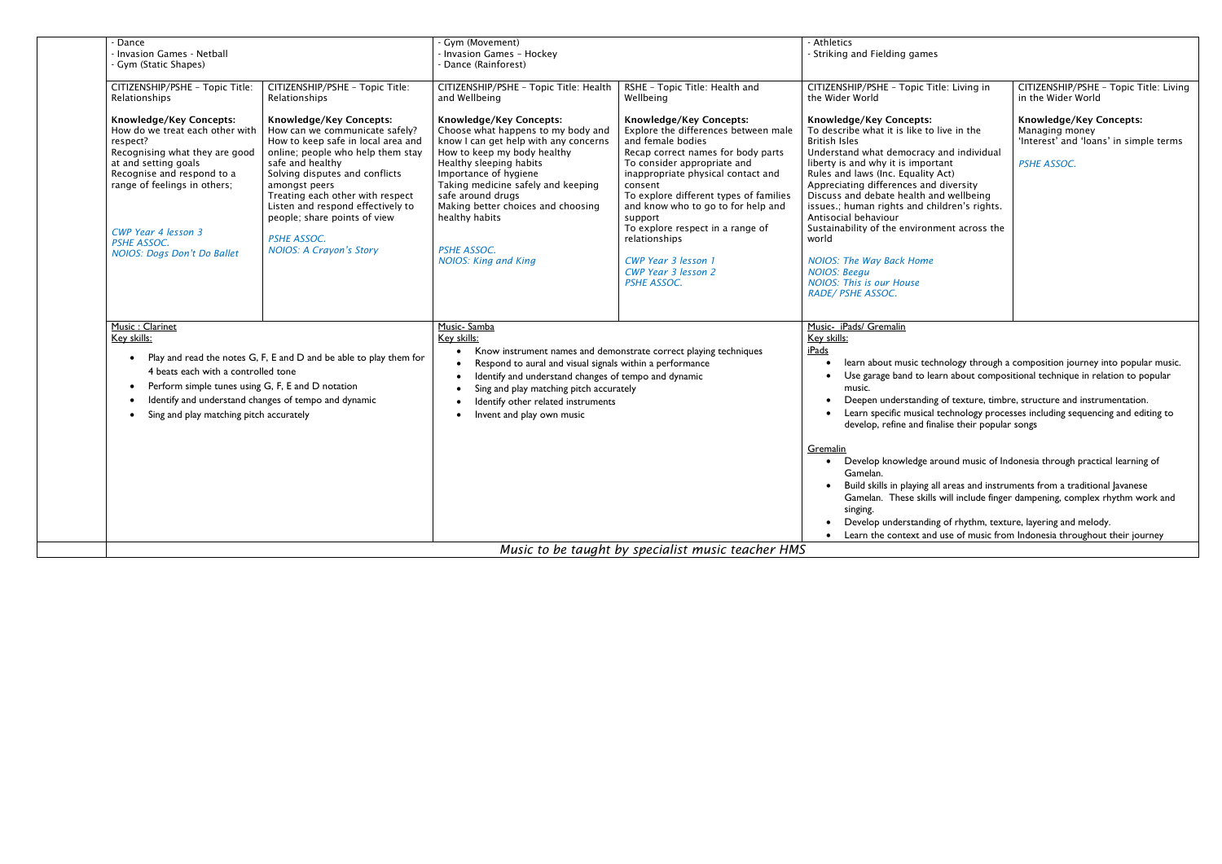| | | | | | | |
|---|---|---|---|---|---|---|
| | - Dance<br>- Invasion Games - Netball<br>- Gym (Static Shapes) | | - Gym (Movement)<br>- Invasion Games – Hockey<br>- Dance (Rainforest) | | - Athletics<br>- Striking and Fielding games | |
| | CITIZENSHIP/PSHE – Topic Title: Relationships<br><br>**Knowledge/Key Concepts:**<br>How do we treat each other with respect?<br>Recognising what they are good at and setting goals<br>Recognise and respond to a range of feelings in others;<br><br>*CWP Year 4 lesson 3*<br>*PSHE ASSOC.*<br>*NOIOS: Dogs Don't Do Ballet* | CITIZENSHIP/PSHE – Topic Title: Relationships<br><br>**Knowledge/Key Concepts:**<br>How can we communicate safely?<br>How to keep safe in local area and online; people who help them stay safe and healthy<br>Solving disputes and conflicts amongst peers<br>Treating each other with respect<br>Listen and respond effectively to people; share points of view<br><br>*PSHE ASSOC.*<br>*NOIOS: A Crayon's Story* | CITIZENSHIP/PSHE – Topic Title: Health and Wellbeing<br><br>**Knowledge/Key Concepts:**<br>Choose what happens to my body and know I can get help with any concerns<br>How to keep my body healthy<br>Healthy sleeping habits<br>Importance of hygiene<br>Taking medicine safely and keeping safe around drugs<br>Making better choices and choosing healthy habits<br><br>*PSHE ASSOC.*<br>*NOIOS: King and King* | RSHE – Topic Title: Health and Wellbeing<br><br>**Knowledge/Key Concepts:**<br>Explore the differences between male and female bodies<br>Recap correct names for body parts<br>To consider appropriate and inappropriate physical contact and consent<br>To explore different types of families and know who to go to for help and support<br>To explore respect in a range of relationships<br><br>*CWP Year 3 lesson 1*<br>*CWP Year 3 lesson 2*<br>*PSHE ASSOC.* | CITIZENSHIP/PSHE – Topic Title: Living in the Wider World<br><br>**Knowledge/Key Concepts:**<br>To describe what it is like to live in the British Isles<br>Understand what democracy and individual liberty is and why it is important<br>Rules and laws (Inc. Equality Act)<br>Appreciating differences and diversity<br>Discuss and debate health and wellbeing issues.; human rights and children's rights.<br>Antisocial behaviour<br>Sustainability of the environment across the world<br><br>*NOIOS: The Way Back Home*<br>*NOIOS: Beegu*<br>*NOIOS: This is our House*<br>*RADE/ PSHE ASSOC.* | CITIZENSHIP/PSHE – Topic Title: Living in the Wider World<br><br>**Knowledge/Key Concepts:**<br>Managing money<br>'Interest' and 'loans' in simple terms<br><br>*PSHE ASSOC.* |
| | <u>Music : Clarinet</u><br><u>Key skills:</u><br>• Play and read the notes G, F, E and D and be able to play them for 4 beats each with a controlled tone<br>• Perform simple tunes using G, F, E and D notation<br>• Identify and understand changes of tempo and dynamic<br>• Sing and play matching pitch accurately | | <u>Music- Samba</u><br><u>Key skills:</u><br>• Know instrument names and demonstrate correct playing techniques<br>• Respond to aural and visual signals within a performance<br>• Identify and understand changes of tempo and dynamic<br>• Sing and play matching pitch accurately<br>• Identify other related instruments<br>• Invent and play own music | | <u>Music- iPads/ Gremalin</u><br><u>Key skills:</u><br><u>iPads</u><br>• learn about music technology through a composition journey into popular music.<br>• Use garage band to learn about compositional technique in relation to popular music.<br>• Deepen understanding of texture, timbre, structure and instrumentation.<br>• Learn specific musical technology processes including sequencing and editing to develop, refine and finalise their popular songs<br><br><u>Gremalin</u><br>• Develop knowledge around music of Indonesia through practical learning of Gamelan.<br>• Build skills in playing all areas and instruments from a traditional Javanese Gamelan. These skills will include finger dampening, complex rhythm work and singing.<br>• Develop understanding of rhythm, texture, layering and melody.<br>• Learn the context and use of music from Indonesia throughout their journey | |
| | *Music to be taught by specialist music teacher HMS* | | | | | |